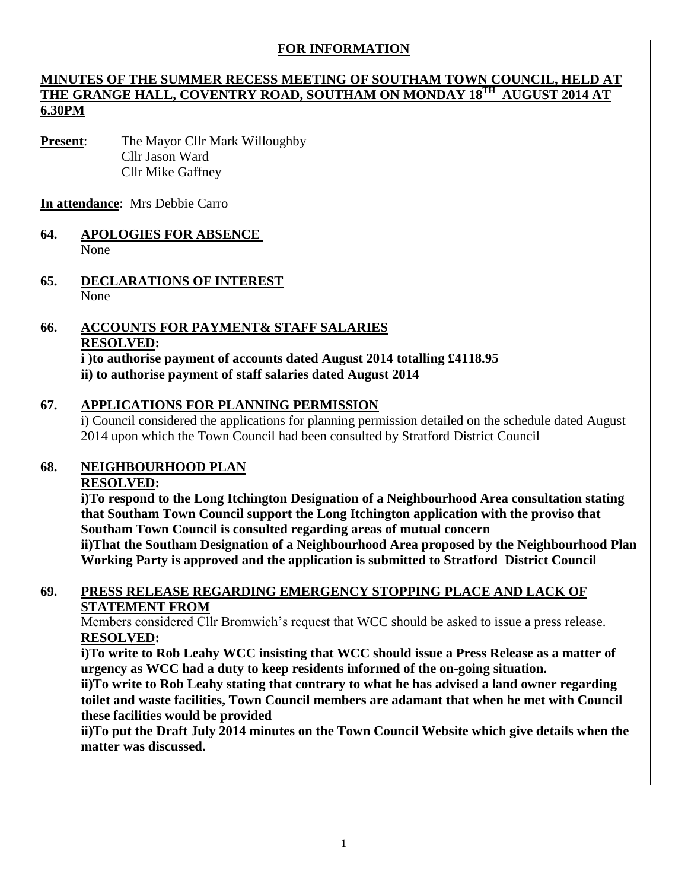**FOR INFORMATION**

**MINUTES OF THE SUMMER RECESS MEETING OF SOUTHAM TOWN COUNCIL, HELD AT THE GRANGE HALL, COVENTRY ROAD, SOUTHAM ON MONDAY 18TH AUGUST 2014 AT 6.30PM**

**Present**: The Mayor Cllr Mark Willoughby
Cllr Jason Ward
Cllr Mike Gaffney

**In attendance**: Mrs Debbie Carro

## 64. APOLOGIES FOR ABSENCE

None

## 65. DECLARATIONS OF INTEREST

None

## 66. ACCOUNTS FOR PAYMENT& STAFF SALARIES

**RESOLVED:**

**i )to authorise payment of accounts dated August 2014 totalling £4118.95**
**ii) to authorise payment of staff salaries dated August 2014**

## 67. APPLICATIONS FOR PLANNING PERMISSION

i) Council considered the applications for planning permission detailed on the schedule dated August 2014 upon which the Town Council had been consulted by Stratford District Council

## 68. NEIGHBOURHOOD PLAN

**RESOLVED:**

**i)To respond to the Long Itchington Designation of a Neighbourhood Area consultation stating that Southam Town Council support the Long Itchington application with the proviso that Southam Town Council is consulted regarding areas of mutual concern**
**ii)That the Southam Designation of a Neighbourhood Area proposed by the Neighbourhood Plan Working Party is approved and the application is submitted to Stratford District Council**

## 69. PRESS RELEASE REGARDING EMERGENCY STOPPING PLACE AND LACK OF STATEMENT FROM

Members considered Cllr Bromwich's request that WCC should be asked to issue a press release.

**RESOLVED:**

**i)To write to Rob Leahy WCC insisting that WCC should issue a Press Release as a matter of urgency as WCC had a duty to keep residents informed of the on-going situation.**
**ii)To write to Rob Leahy stating that contrary to what he has advised a land owner regarding toilet and waste facilities, Town Council members are adamant that when he met with Council these facilities would be provided**
**ii)To put the Draft July 2014 minutes on the Town Council Website which give details when the matter was discussed.**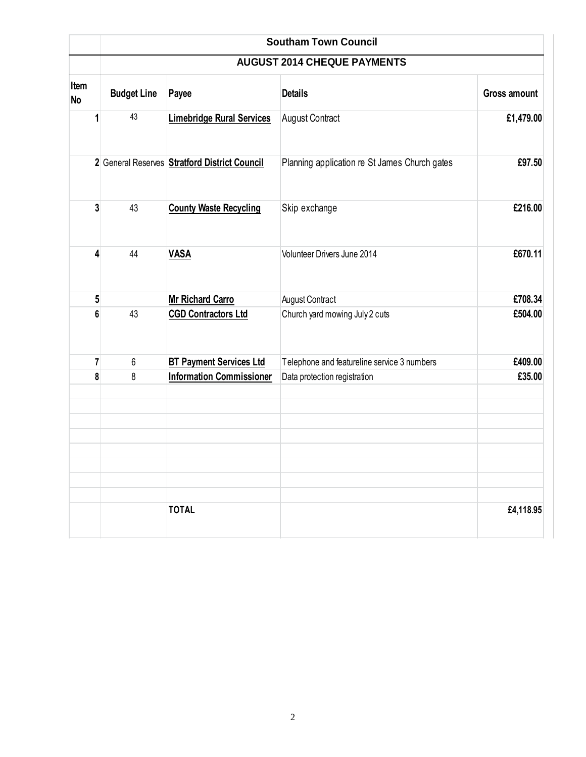## Southam Town Council

### AUGUST 2014 CHEQUE PAYMENTS

| Item No | Budget Line | Payee | Details | Gross amount |
|---|---|---|---|---|
| 1 | 43 | **Limebridge Rural Services** | August Contract | **£1,479.00** |
| 2 | General Reserves | **Stratford District Council** | Planning application re St James Church gates | **£97.50** |
| 3 | 43 | **County Waste Recycling** | Skip exchange | **£216.00** |
| 4 | 44 | **VASA** | Volunteer Drivers June 2014 | **£670.11** |
| 5 | | **Mr Richard Carro** | August Contract | **£708.34** |
| 6 | 43 | **CGD Contractors Ltd** | Church yard mowing July 2 cuts | **£504.00** |
| 7 | 6 | **BT Payment Services Ltd** | Telephone and featureline service 3 numbers | **£409.00** |
| 8 | 8 | **Information Commissioner** | Data protection registration | **£35.00** |
| | | | | |
| | | | | |
| | | | | |
| | | | | |
| | | | | |
| | | | | |
| | | | | |
| | | | | |
| | | **TOTAL** | | **£4,118.95** |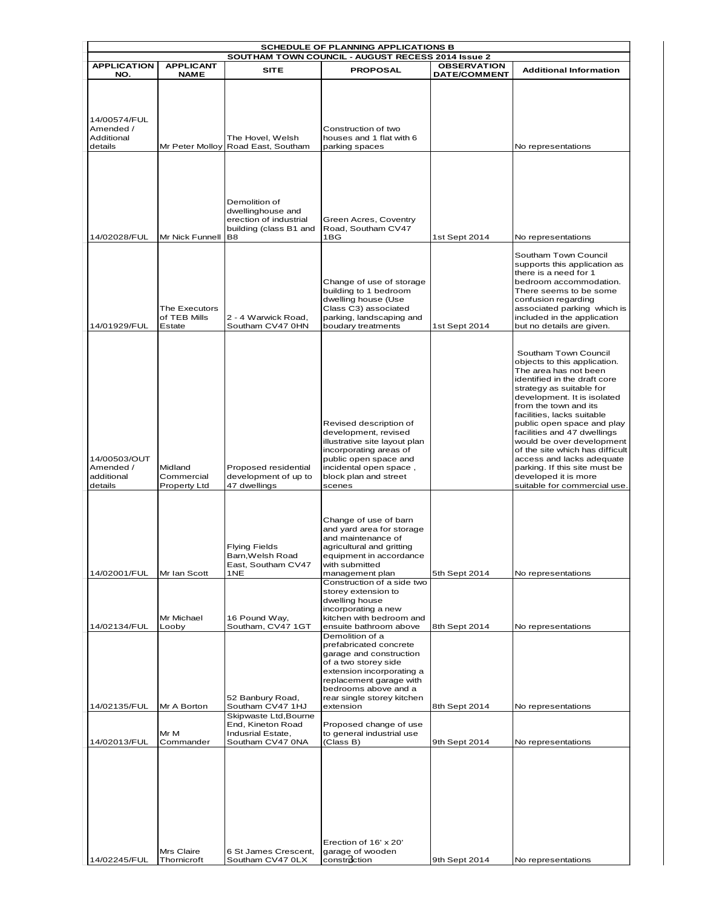| SCHEDULE OF PLANNING APPLICATIONS B | | | | | |
|---|---|---|---|---|---|
| SOUTHAM TOWN COUNCIL - AUGUST RECESS 2014 Issue 2 | | | | | |
| **APPLICATION NO.** | **APPLICANT NAME** | **SITE** | **PROPOSAL** | **OBSERVATION DATE/COMMENT** | **Additional Information** |
| 14/00574/FUL Amended / Additional details | Mr Peter Molloy | The Hovel, Welsh Road East, Southam | Construction of two houses and 1 flat with 6 parking spaces | | No representations |
| 14/02028/FUL | Mr Nick Funnell | Demolition of dwellinghouse and erection of industrial building (class B1 and B8 | Green Acres, Coventry Road, Southam CV47 1BG | 1st Sept 2014 | No representations |
| 14/01929/FUL | The Executors of TEB Mills Estate | 2 - 4 Warwick Road, Southam CV47 0HN | Change of use of storage building to 1 bedroom dwelling house (Use Class C3) associated parking, landscaping and boudary treatments | 1st Sept 2014 | Southam Town Council supports this application as there is a need for 1 bedroom accommodation. There seems to be some confusion regarding associated parking which is included in the application but no details are given. |
| 14/00503/OUT Amended / additional details | Midland Commercial Property Ltd | Proposed residential development of up to 47 dwellings | Revised description of development, revised illustrative site layout plan incorporating areas of public open space and incidental open space , block plan and street scenes | | Southam Town Council objects to this application. The area has not been identified in the draft core strategy as suitable for development. It is isolated from the town and its facilities, lacks suitable public open space and play facilities and 47 dwellings would be over development of the site which has difficult access and lacks adequate parking. If this site must be developed it is more suitable for commercial use. |
| 14/02001/FUL | Mr Ian Scott | Flying Fields Barn,Welsh Road East, Southam CV47 1NE | Change of use of barn and yard area for storage and maintenance of agricultural and gritting equipment in accordance with submitted management plan | 5th Sept 2014 | No representations |
| 14/02134/FUL | Mr Michael Looby | 16 Pound Way, Southam, CV47 1GT | Construction of a side two storey extension to dwelling house incorporating a new kitchen with bedroom and ensuite bathroom above | 8th Sept 2014 | No representations |
| 14/02135/FUL | Mr A Borton | 52 Banbury Road, Southam CV47 1HJ | Demolition of a prefabricated concrete garage and construction of a two storey side extension incorporating a replacement garage with bedrooms above and a rear single storey kitchen extension | 8th Sept 2014 | No representations |
| 14/02013/FUL | Mr M Commander | Skipwaste Ltd,Bourne End, Kineton Road Indusrial Estate, Southam CV47 0NA | Proposed change of use to general industrial use (Class B) | 9th Sept 2014 | No representations |
| 14/02245/FUL | Mrs Claire Thornicroft | 6 St James Crescent, Southam CV47 0LX | Erection of 16' x 20' garage of wooden construction | 9th Sept 2014 | No representations |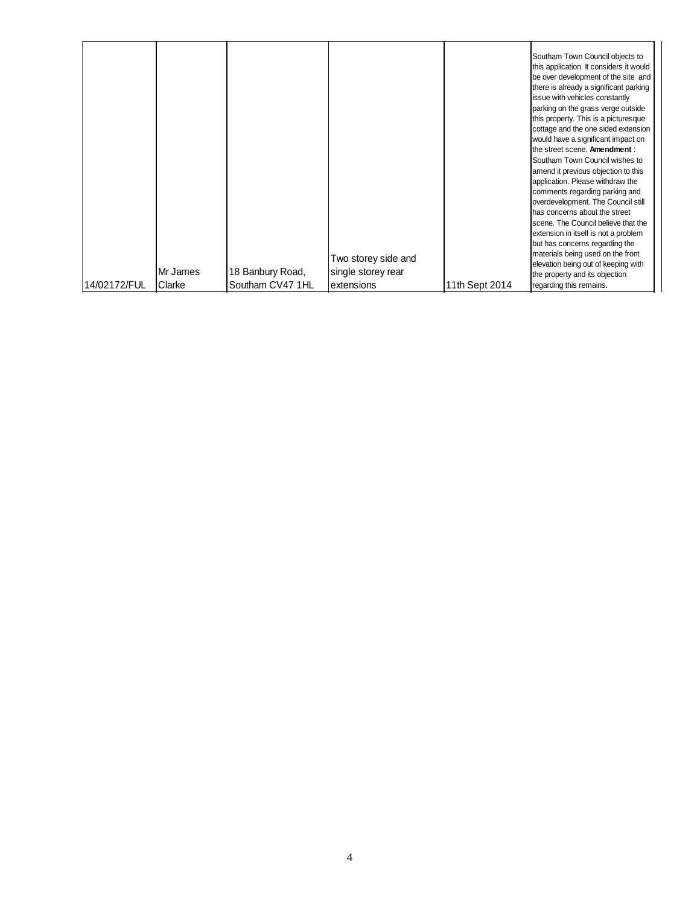| | | | | | |
|---|---|---|---|---|---|
| 14/02172/FUL | Mr James Clarke | 18 Banbury Road, Southam CV47 1HL | Two storey side and single storey rear extensions | 11th Sept 2014 | Southam Town Council objects to this application. It considers it would be over development of the site and there is already a significant parking issue with vehicles constantly parking on the grass verge outside this property. This is a picturesque cottage and the one sided extension would have a significant impact on the street scene. **Amendment** : Southam Town Council wishes to amend it previous objection to this application. Please withdraw the comments regarding parking and overdevelopment. The Council still has concerns about the street scene. The Council believe that the extension in itself is not a problem but has concerns regarding the materials being used on the front elevation being out of keeping with the property and its objection regarding this remains. |